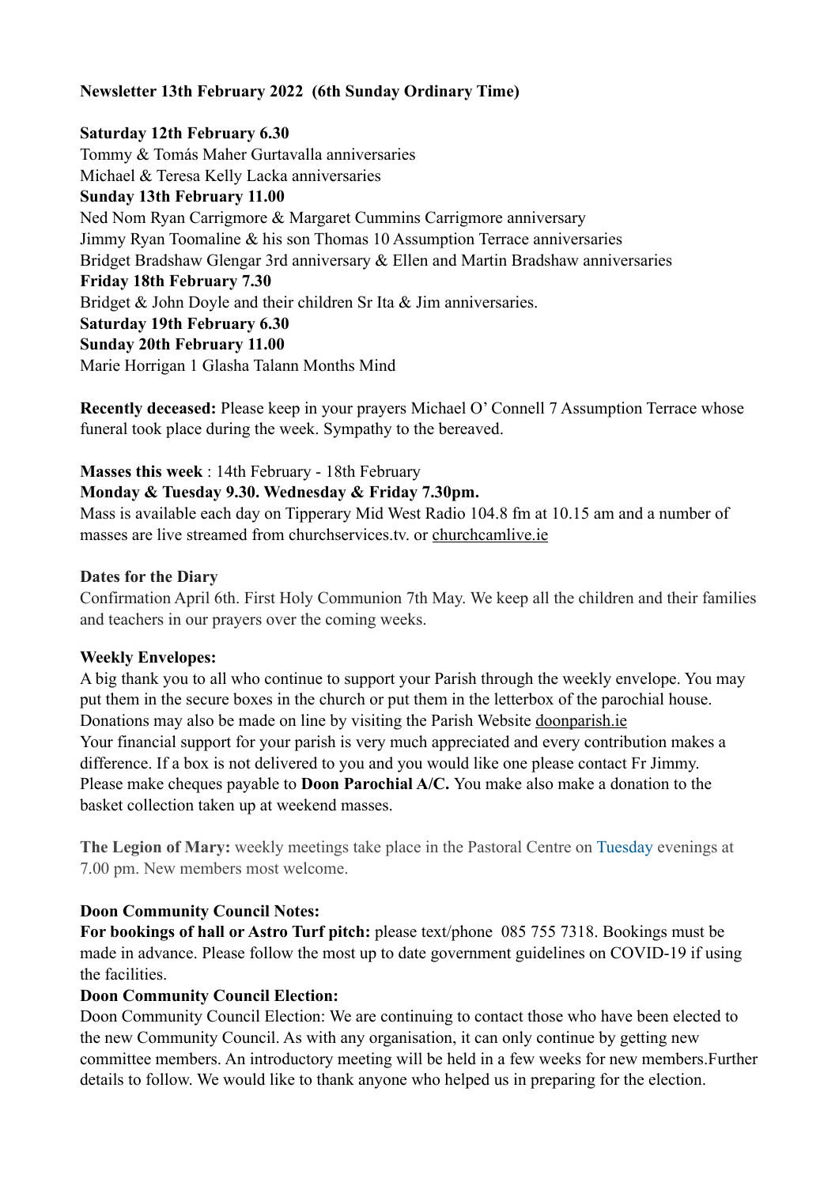**Newsletter 13th February 2022 (6th Sunday Ordinary Time)**

**Saturday 12th February 6.30**
Tommy & Tomás Maher Gurtavalla anniversaries
Michael & Teresa Kelly Lacka anniversaries
**Sunday 13th February 11.00**
Ned Nom Ryan Carrigmore & Margaret Cummins Carrigmore anniversary
Jimmy Ryan Toomaline & his son Thomas 10 Assumption Terrace anniversaries
Bridget Bradshaw Glengar 3rd anniversary & Ellen and Martin Bradshaw anniversaries
**Friday 18th February 7.30**
Bridget & John Doyle and their children Sr Ita & Jim anniversaries.
**Saturday 19th February 6.30**
**Sunday 20th February 11.00**
Marie Horrigan 1 Glasha Talann Months Mind

**Recently deceased:** Please keep in your prayers Michael O' Connell 7 Assumption Terrace whose funeral took place during the week. Sympathy to the bereaved.

**Masses this week** : 14th February - 18th February
**Monday & Tuesday 9.30. Wednesday & Friday 7.30pm.**
Mass is available each day on Tipperary Mid West Radio 104.8 fm at 10.15 am and a number of masses are live streamed from churchservices.tv. or churchcamlive.ie

**Dates for the Diary**
Confirmation April 6th. First Holy Communion 7th May. We keep all the children and their families and teachers in our prayers over the coming weeks.

**Weekly Envelopes:**
A big thank you to all who continue to support your Parish through the weekly envelope. You may put them in the secure boxes in the church or put them in the letterbox of the parochial house. Donations may also be made on line by visiting the Parish Website doonparish.ie
Your financial support for your parish is very much appreciated and every contribution makes a difference. If a box is not delivered to you and you would like one please contact Fr Jimmy. Please make cheques payable to **Doon Parochial A/C.** You make also make a donation to the basket collection taken up at weekend masses.

**The Legion of Mary:** weekly meetings take place in the Pastoral Centre on Tuesday evenings at 7.00 pm. New members most welcome.

**Doon Community Council Notes:**
**For bookings of hall or Astro Turf pitch:** please text/phone 085 755 7318. Bookings must be made in advance. Please follow the most up to date government guidelines on COVID-19 if using the facilities.
**Doon Community Council Election:**
Doon Community Council Election: We are continuing to contact those who have been elected to the new Community Council. As with any organisation, it can only continue by getting new committee members. An introductory meeting will be held in a few weeks for new members.Further details to follow. We would like to thank anyone who helped us in preparing for the election.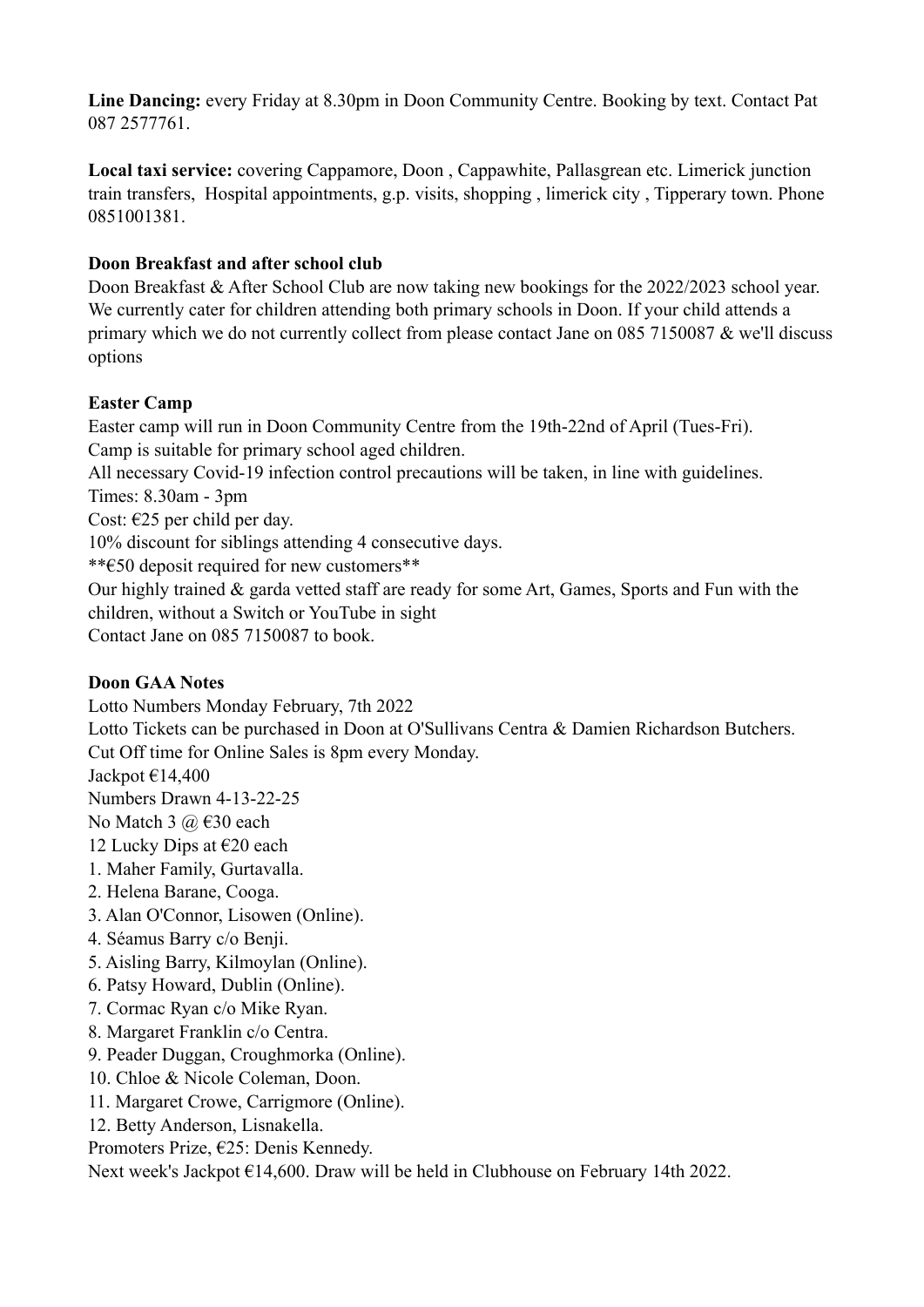**Line Dancing:** every Friday at 8.30pm in Doon Community Centre. Booking by text. Contact Pat 087 2577761.

**Local taxi service:** covering Cappamore, Doon , Cappawhite, Pallasgrean etc. Limerick junction train transfers, Hospital appointments, g.p. visits, shopping , limerick city , Tipperary town. Phone 0851001381.

**Doon Breakfast and after school club**

Doon Breakfast & After School Club are now taking new bookings for the 2022/2023 school year. We currently cater for children attending both primary schools in Doon. If your child attends a primary which we do not currently collect from please contact Jane on 085 7150087 & we'll discuss options

**Easter Camp**

Easter camp will run in Doon Community Centre from the 19th-22nd of April (Tues-Fri).
Camp is suitable for primary school aged children.
All necessary Covid-19 infection control precautions will be taken, in line with guidelines.
Times: 8.30am - 3pm
Cost: €25 per child per day.
10% discount for siblings attending 4 consecutive days.
**€50 deposit required for new customers**
Our highly trained & garda vetted staff are ready for some Art, Games, Sports and Fun with the children, without a Switch or YouTube in sight
Contact Jane on 085 7150087 to book.

**Doon GAA Notes**

Lotto Numbers Monday February, 7th 2022
Lotto Tickets can be purchased in Doon at O'Sullivans Centra & Damien Richardson Butchers.
Cut Off time for Online Sales is 8pm every Monday.
Jackpot €14,400
Numbers Drawn 4-13-22-25
No Match 3 @ €30 each
12 Lucky Dips at €20 each

1. Maher Family, Gurtavalla.
2. Helena Barane, Cooga.
3. Alan O'Connor, Lisowen (Online).
4. Séamus Barry c/o Benji.
5. Aisling Barry, Kilmoylan (Online).
6. Patsy Howard, Dublin (Online).
7. Cormac Ryan c/o Mike Ryan.
8. Margaret Franklin c/o Centra.
9. Peader Duggan, Croughmorka (Online).
10. Chloe & Nicole Coleman, Doon.
11. Margaret Crowe, Carrigmore (Online).
12. Betty Anderson, Lisnakella.

Promoters Prize, €25: Denis Kennedy.
Next week's Jackpot €14,600. Draw will be held in Clubhouse on February 14th 2022.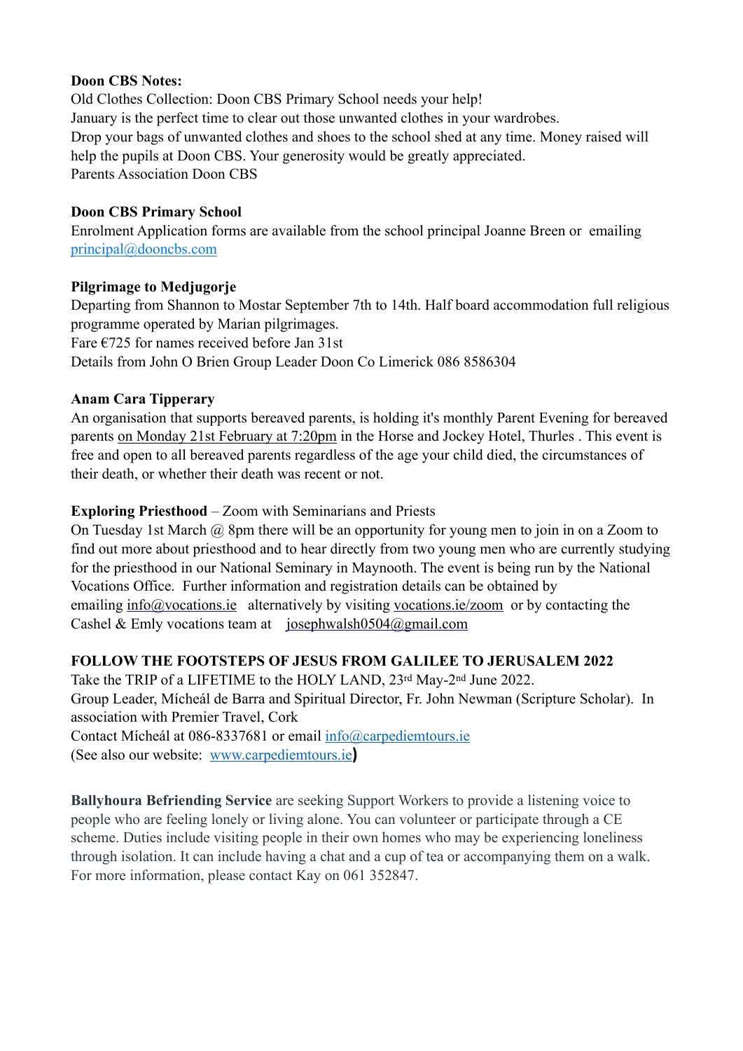**Doon CBS Notes:**

Old Clothes Collection: Doon CBS Primary School needs your help!

January is the perfect time to clear out those unwanted clothes in your wardrobes.

Drop your bags of unwanted clothes and shoes to the school shed at any time. Money raised will help the pupils at Doon CBS. Your generosity would be greatly appreciated.

Parents Association Doon CBS

**Doon CBS Primary School**

Enrolment Application forms are available from the school principal Joanne Breen or emailing principal@dooncbs.com

**Pilgrimage to Medjugorje**

Departing from Shannon to Mostar September 7th to 14th. Half board accommodation full religious programme operated by Marian pilgrimages.

Fare €725 for names received before Jan 31st

Details from John O Brien Group Leader Doon Co Limerick 086 8586304

**Anam Cara Tipperary**

An organisation that supports bereaved parents, is holding it's monthly Parent Evening for bereaved parents on Monday 21st February at 7:20pm in the Horse and Jockey Hotel, Thurles . This event is free and open to all bereaved parents regardless of the age your child died, the circumstances of their death, or whether their death was recent or not.

**Exploring Priesthood** – Zoom with Seminarians and Priests

On Tuesday 1st March @ 8pm there will be an opportunity for young men to join in on a Zoom to find out more about priesthood and to hear directly from two young men who are currently studying for the priesthood in our National Seminary in Maynooth. The event is being run by the National Vocations Office. Further information and registration details can be obtained by emailing info@vocations.ie alternatively by visiting vocations.ie/zoom or by contacting the Cashel & Emly vocations team at josephwalsh0504@gmail.com

**FOLLOW THE FOOTSTEPS OF JESUS FROM GALILEE TO JERUSALEM 2022**

Take the TRIP of a LIFETIME to the HOLY LAND, 23rd May-2nd June 2022.

Group Leader, Mícheál de Barra and Spiritual Director, Fr. John Newman (Scripture Scholar). In association with Premier Travel, Cork

Contact Mícheál at 086-8337681 or email info@carpediemtours.ie

(See also our website: www.carpediemtours.ie)

**Ballyhoura Befriending Service** are seeking Support Workers to provide a listening voice to people who are feeling lonely or living alone. You can volunteer or participate through a CE scheme. Duties include visiting people in their own homes who may be experiencing loneliness through isolation. It can include having a chat and a cup of tea or accompanying them on a walk. For more information, please contact Kay on 061 352847.